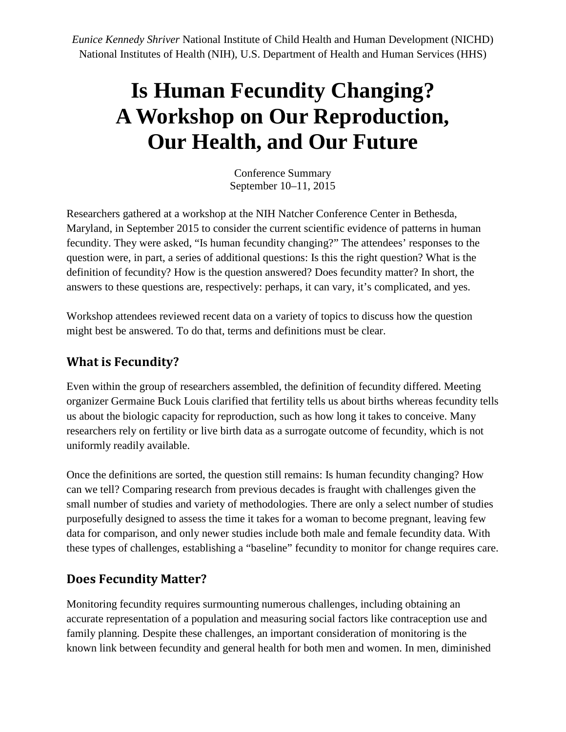*Eunice Kennedy Shriver* National Institute of Child Health and Human Development (NICHD)
National Institutes of Health (NIH), U.S. Department of Health and Human Services (HHS)

# Is Human Fecundity Changing? A Workshop on Our Reproduction, Our Health, and Our Future

Conference Summary
September 10–11, 2015

Researchers gathered at a workshop at the NIH Natcher Conference Center in Bethesda, Maryland, in September 2015 to consider the current scientific evidence of patterns in human fecundity. They were asked, "Is human fecundity changing?" The attendees' responses to the question were, in part, a series of additional questions: Is this the right question? What is the definition of fecundity? How is the question answered? Does fecundity matter? In short, the answers to these questions are, respectively: perhaps, it can vary, it's complicated, and yes.

Workshop attendees reviewed recent data on a variety of topics to discuss how the question might best be answered. To do that, terms and definitions must be clear.

## What is Fecundity?

Even within the group of researchers assembled, the definition of fecundity differed. Meeting organizer Germaine Buck Louis clarified that fertility tells us about births whereas fecundity tells us about the biologic capacity for reproduction, such as how long it takes to conceive. Many researchers rely on fertility or live birth data as a surrogate outcome of fecundity, which is not uniformly readily available.

Once the definitions are sorted, the question still remains: Is human fecundity changing? How can we tell? Comparing research from previous decades is fraught with challenges given the small number of studies and variety of methodologies. There are only a select number of studies purposefully designed to assess the time it takes for a woman to become pregnant, leaving few data for comparison, and only newer studies include both male and female fecundity data. With these types of challenges, establishing a "baseline" fecundity to monitor for change requires care.

## Does Fecundity Matter?

Monitoring fecundity requires surmounting numerous challenges, including obtaining an accurate representation of a population and measuring social factors like contraception use and family planning. Despite these challenges, an important consideration of monitoring is the known link between fecundity and general health for both men and women. In men, diminished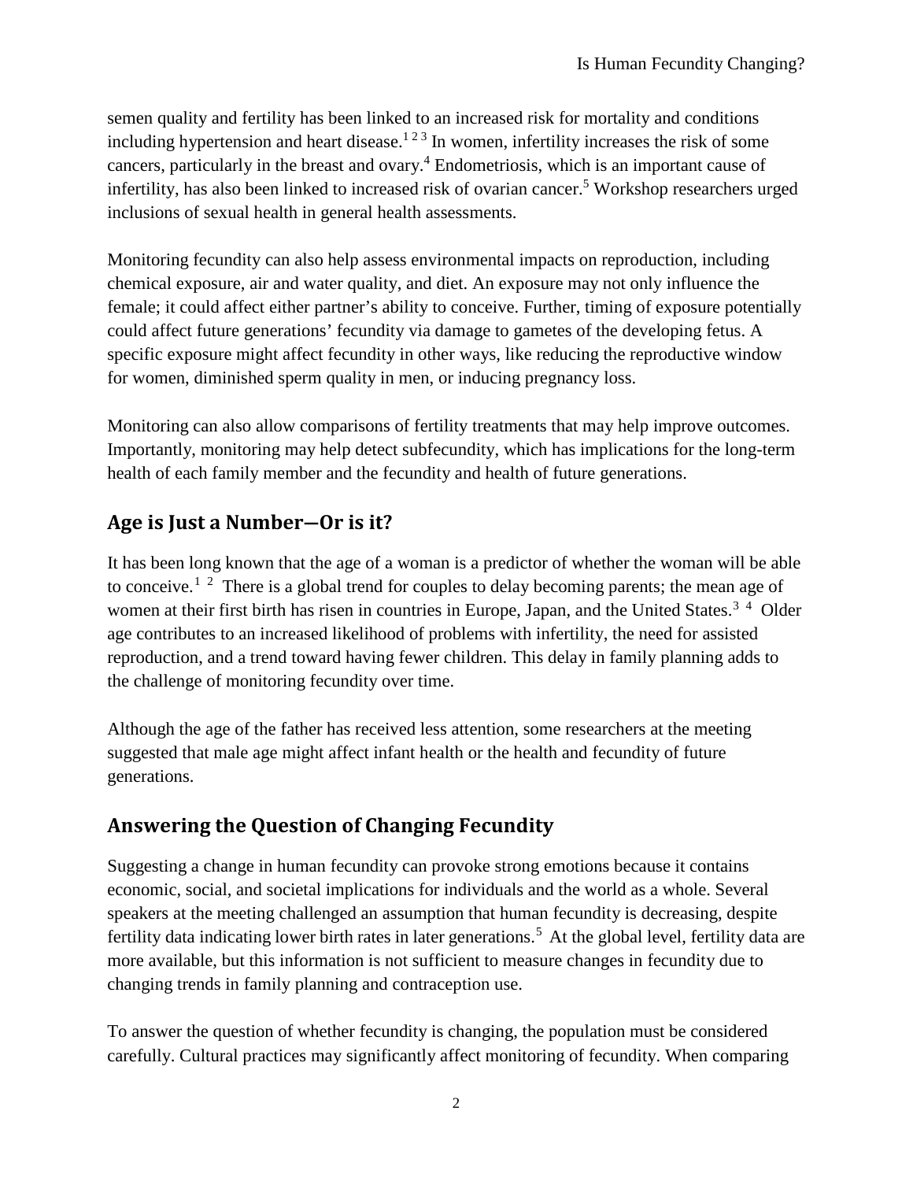semen quality and fertility has been linked to an increased risk for mortality and conditions including hypertension and heart disease.[1 2 3] In women, infertility increases the risk of some cancers, particularly in the breast and ovary.[4] Endometriosis, which is an important cause of infertility, has also been linked to increased risk of ovarian cancer.[5] Workshop researchers urged inclusions of sexual health in general health assessments.

Monitoring fecundity can also help assess environmental impacts on reproduction, including chemical exposure, air and water quality, and diet. An exposure may not only influence the female; it could affect either partner's ability to conceive. Further, timing of exposure potentially could affect future generations' fecundity via damage to gametes of the developing fetus. A specific exposure might affect fecundity in other ways, like reducing the reproductive window for women, diminished sperm quality in men, or inducing pregnancy loss.

Monitoring can also allow comparisons of fertility treatments that may help improve outcomes. Importantly, monitoring may help detect subfecundity, which has implications for the long-term health of each family member and the fecundity and health of future generations.

## Age is Just a Number—Or is it?

It has been long known that the age of a woman is a predictor of whether the woman will be able to conceive.[1 2] There is a global trend for couples to delay becoming parents; the mean age of women at their first birth has risen in countries in Europe, Japan, and the United States.[3 4] Older age contributes to an increased likelihood of problems with infertility, the need for assisted reproduction, and a trend toward having fewer children. This delay in family planning adds to the challenge of monitoring fecundity over time.

Although the age of the father has received less attention, some researchers at the meeting suggested that male age might affect infant health or the health and fecundity of future generations.

## Answering the Question of Changing Fecundity

Suggesting a change in human fecundity can provoke strong emotions because it contains economic, social, and societal implications for individuals and the world as a whole. Several speakers at the meeting challenged an assumption that human fecundity is decreasing, despite fertility data indicating lower birth rates in later generations.[5] At the global level, fertility data are more available, but this information is not sufficient to measure changes in fecundity due to changing trends in family planning and contraception use.

To answer the question of whether fecundity is changing, the population must be considered carefully. Cultural practices may significantly affect monitoring of fecundity. When comparing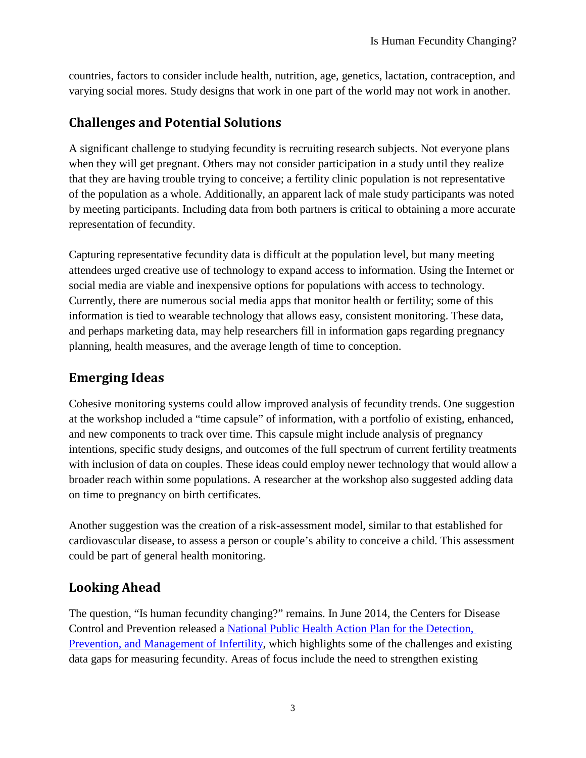countries, factors to consider include health, nutrition, age, genetics, lactation, contraception, and varying social mores. Study designs that work in one part of the world may not work in another.

## Challenges and Potential Solutions

A significant challenge to studying fecundity is recruiting research subjects. Not everyone plans when they will get pregnant. Others may not consider participation in a study until they realize that they are having trouble trying to conceive; a fertility clinic population is not representative of the population as a whole. Additionally, an apparent lack of male study participants was noted by meeting participants. Including data from both partners is critical to obtaining a more accurate representation of fecundity.

Capturing representative fecundity data is difficult at the population level, but many meeting attendees urged creative use of technology to expand access to information. Using the Internet or social media are viable and inexpensive options for populations with access to technology. Currently, there are numerous social media apps that monitor health or fertility; some of this information is tied to wearable technology that allows easy, consistent monitoring. These data, and perhaps marketing data, may help researchers fill in information gaps regarding pregnancy planning, health measures, and the average length of time to conception.

## Emerging Ideas

Cohesive monitoring systems could allow improved analysis of fecundity trends. One suggestion at the workshop included a "time capsule" of information, with a portfolio of existing, enhanced, and new components to track over time. This capsule might include analysis of pregnancy intentions, specific study designs, and outcomes of the full spectrum of current fertility treatments with inclusion of data on couples. These ideas could employ newer technology that would allow a broader reach within some populations. A researcher at the workshop also suggested adding data on time to pregnancy on birth certificates.

Another suggestion was the creation of a risk-assessment model, similar to that established for cardiovascular disease, to assess a person or couple's ability to conceive a child. This assessment could be part of general health monitoring.

## Looking Ahead

The question, "Is human fecundity changing?" remains. In June 2014, the Centers for Disease Control and Prevention released a [National Public Health Action Plan for the Detection, Prevention, and Management of Infertility](), which highlights some of the challenges and existing data gaps for measuring fecundity. Areas of focus include the need to strengthen existing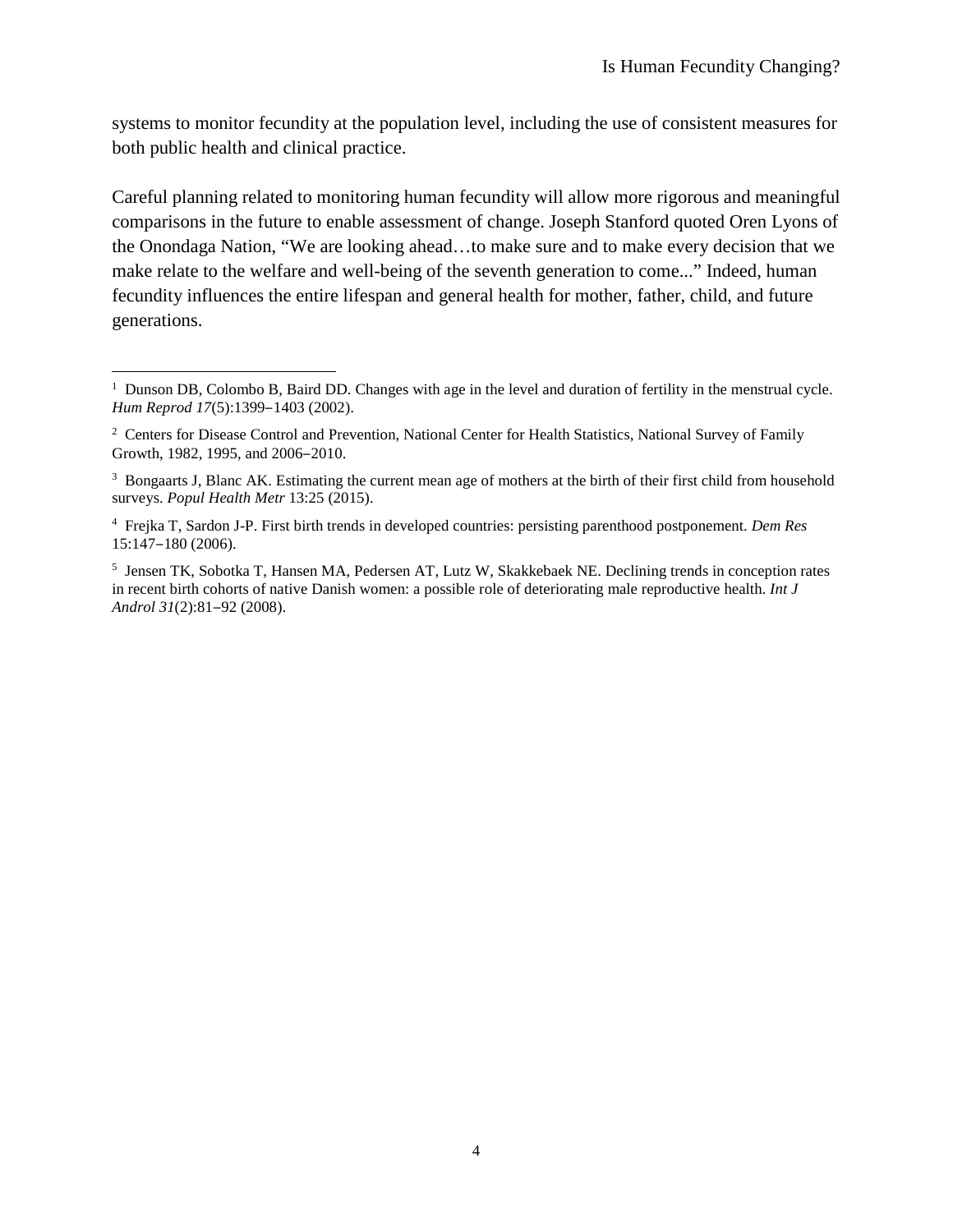systems to monitor fecundity at the population level, including the use of consistent measures for both public health and clinical practice.

Careful planning related to monitoring human fecundity will allow more rigorous and meaningful comparisons in the future to enable assessment of change. Joseph Stanford quoted Oren Lyons of the Onondaga Nation, "We are looking ahead…to make sure and to make every decision that we make relate to the welfare and well-being of the seventh generation to come..." Indeed, human fecundity influences the entire lifespan and general health for mother, father, child, and future generations.

---

[1] Dunson DB, Colombo B, Baird DD. Changes with age in the level and duration of fertility in the menstrual cycle. *Hum Reprod 17*(5):1399–1403 (2002).

[2] Centers for Disease Control and Prevention, National Center for Health Statistics, National Survey of Family Growth, 1982, 1995, and 2006–2010.

[3] Bongaarts J, Blanc AK. Estimating the current mean age of mothers at the birth of their first child from household surveys. *Popul Health Metr* 13:25 (2015).

[4] Frejka T, Sardon J-P. First birth trends in developed countries: persisting parenthood postponement. *Dem Res* 15:147–180 (2006).

[5] Jensen TK, Sobotka T, Hansen MA, Pedersen AT, Lutz W, Skakkebaek NE. Declining trends in conception rates in recent birth cohorts of native Danish women: a possible role of deteriorating male reproductive health. *Int J Androl 31*(2):81–92 (2008).